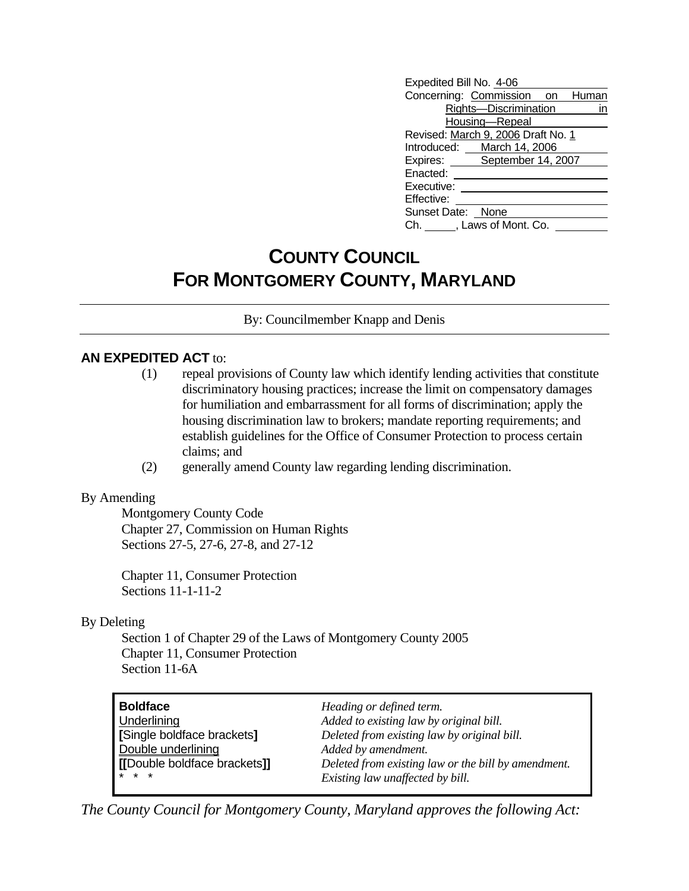Expedited Bill No. 4-06
Concerning: Commission on Human Rights—Discrimination in Housing—Repeal
Revised: March 9, 2006 Draft No. 1
Introduced: March 14, 2006
Expires: September 14, 2007
Enacted:
Executive:
Effective:
Sunset Date: None
Ch. \_\_\_\_\_, Laws of Mont. Co.

# COUNTY COUNCIL FOR MONTGOMERY COUNTY, MARYLAND

By: Councilmember Knapp and Denis

**AN EXPEDITED ACT** to:

(1) repeal provisions of County law which identify lending activities that constitute discriminatory housing practices; increase the limit on compensatory damages for humiliation and embarrassment for all forms of discrimination; apply the housing discrimination law to brokers; mandate reporting requirements; and establish guidelines for the Office of Consumer Protection to process certain claims; and

(2) generally amend County law regarding lending discrimination.

By Amending

Montgomery County Code
Chapter 27, Commission on Human Rights
Sections 27-5, 27-6, 27-8, and 27-12

Chapter 11, Consumer Protection
Sections 11-1-11-2

By Deleting

Section 1 of Chapter 29 of the Laws of Montgomery County 2005
Chapter 11, Consumer Protection
Section 11-6A

| | |
|---|---|
| **Boldface** | *Heading or defined term.* |
| Underlining | *Added to existing law by original bill.* |
| **[**Single boldface brackets**]** | *Deleted from existing law by original bill.* |
| Double underlining | *Added by amendment.* |
| **[[**Double boldface brackets**]]** | *Deleted from existing law or the bill by amendment.* |
| * * * | *Existing law unaffected by bill.* |

*The County Council for Montgomery County, Maryland approves the following Act:*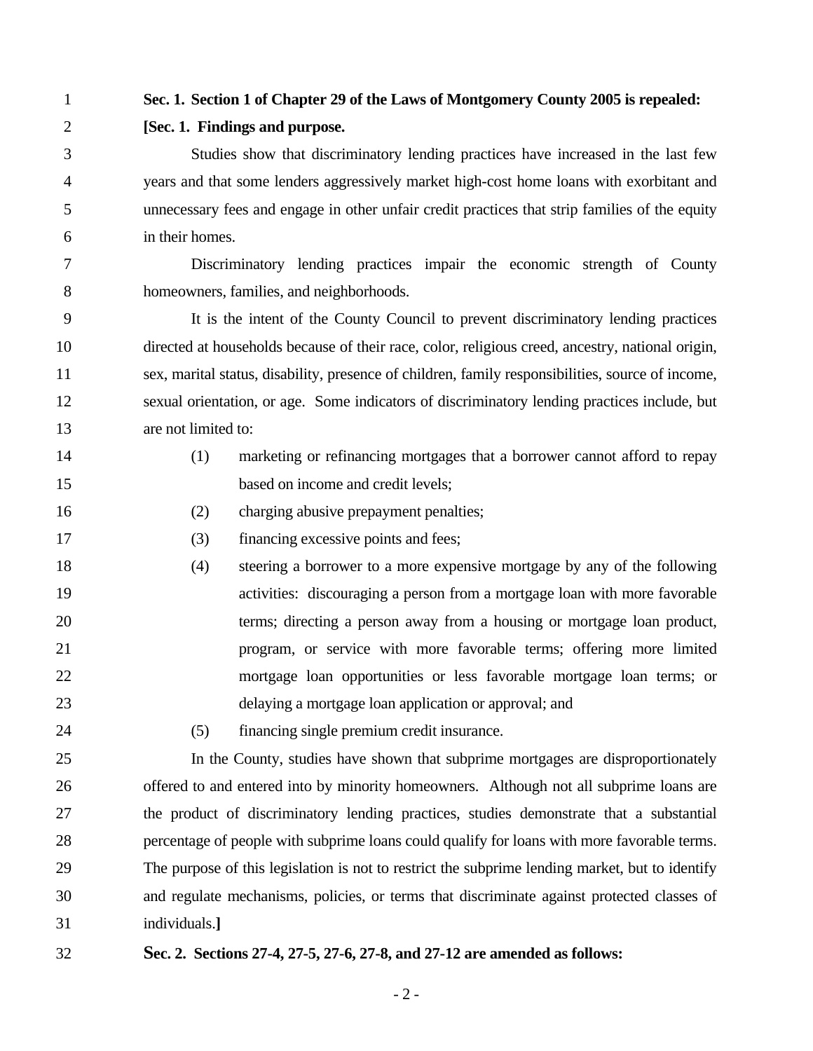**Sec. 1. Section 1 of Chapter 29 of the Laws of Montgomery County 2005 is repealed:**

**[Sec. 1. Findings and purpose.**

Studies show that discriminatory lending practices have increased in the last few years and that some lenders aggressively market high-cost home loans with exorbitant and unnecessary fees and engage in other unfair credit practices that strip families of the equity in their homes.

Discriminatory lending practices impair the economic strength of County homeowners, families, and neighborhoods.

It is the intent of the County Council to prevent discriminatory lending practices directed at households because of their race, color, religious creed, ancestry, national origin, sex, marital status, disability, presence of children, family responsibilities, source of income, sexual orientation, or age. Some indicators of discriminatory lending practices include, but are not limited to:

(1) marketing or refinancing mortgages that a borrower cannot afford to repay based on income and credit levels;

(2) charging abusive prepayment penalties;

(3) financing excessive points and fees;

(4) steering a borrower to a more expensive mortgage by any of the following activities: discouraging a person from a mortgage loan with more favorable terms; directing a person away from a housing or mortgage loan product, program, or service with more favorable terms; offering more limited mortgage loan opportunities or less favorable mortgage loan terms; or delaying a mortgage loan application or approval; and

(5) financing single premium credit insurance.

In the County, studies have shown that subprime mortgages are disproportionately offered to and entered into by minority homeowners. Although not all subprime loans are the product of discriminatory lending practices, studies demonstrate that a substantial percentage of people with subprime loans could qualify for loans with more favorable terms. The purpose of this legislation is not to restrict the subprime lending market, but to identify and regulate mechanisms, policies, or terms that discriminate against protected classes of individuals.**]**

**Sec. 2. Sections 27-4, 27-5, 27-6, 27-8, and 27-12 are amended as follows:**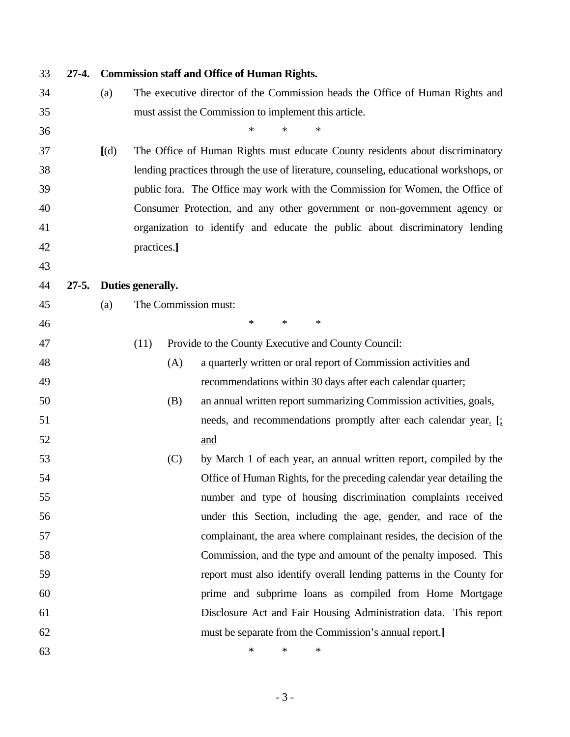**27-4. Commission staff and Office of Human Rights.**

(a) The executive director of the Commission heads the Office of Human Rights and must assist the Commission to implement this article.

\* \* \*

**[**(d) The Office of Human Rights must educate County residents about discriminatory lending practices through the use of literature, counseling, educational workshops, or public fora. The Office may work with the Commission for Women, the Office of Consumer Protection, and any other government or non-government agency or organization to identify and educate the public about discriminatory lending practices.**]**

**27-5. Duties generally.**

(a) The Commission must:

\* \* \*

(11) Provide to the County Executive and County Council:

(A) a quarterly written or oral report of Commission activities and recommendations within 30 days after each calendar quarter;

(B) an annual written report summarizing Commission activities, goals, needs, and recommendations promptly after each calendar year<u>.</u> **[**<u>;</u> <u>and</u>

(C) by March 1 of each year, an annual written report, compiled by the Office of Human Rights, for the preceding calendar year detailing the number and type of housing discrimination complaints received under this Section, including the age, gender, and race of the complainant, the area where complainant resides, the decision of the Commission, and the type and amount of the penalty imposed. This report must also identify overall lending patterns in the County for prime and subprime loans as compiled from Home Mortgage Disclosure Act and Fair Housing Administration data. This report must be separate from the Commission's annual report.**]**

\* \* \*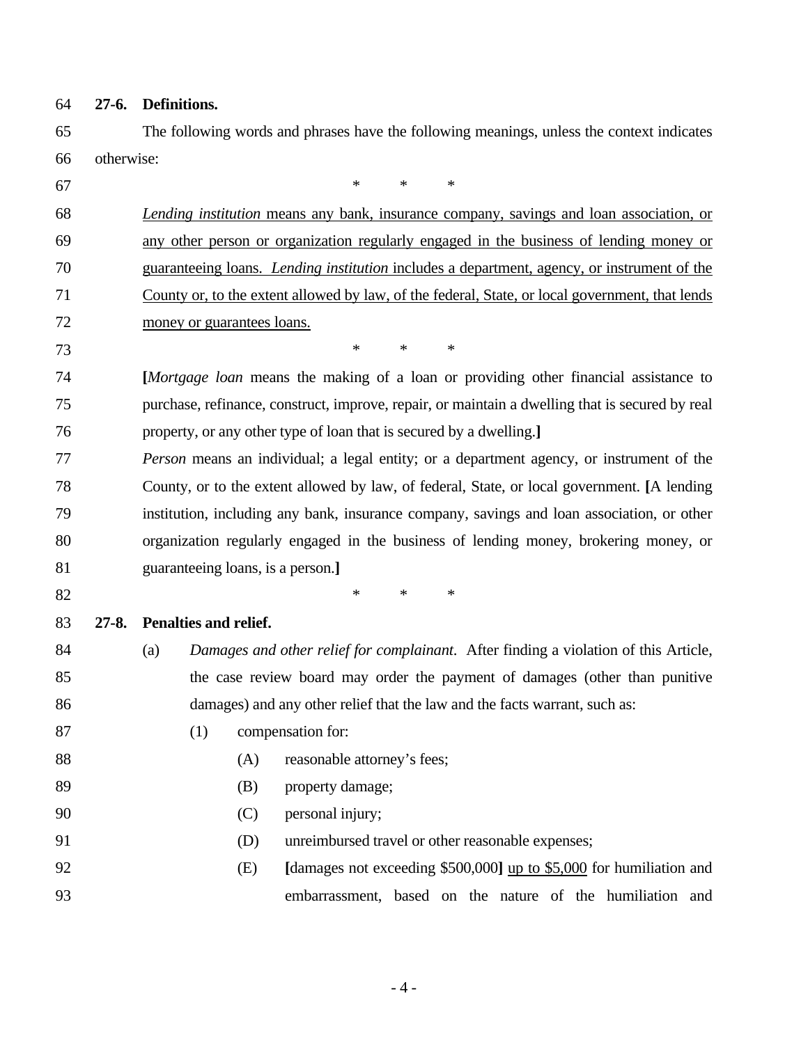**27-6. Definitions.**

The following words and phrases have the following meanings, unless the context indicates otherwise:

\* \* \*

*Lending institution* means any bank, insurance company, savings and loan association, or any other person or organization regularly engaged in the business of lending money or guaranteeing loans. *Lending institution* includes a department, agency, or instrument of the County or, to the extent allowed by law, of the federal, State, or local government, that lends money or guarantees loans.

\* \* \*

**[***Mortgage loan* means the making of a loan or providing other financial assistance to purchase, refinance, construct, improve, repair, or maintain a dwelling that is secured by real property, or any other type of loan that is secured by a dwelling.**]**

*Person* means an individual; a legal entity; or a department agency, or instrument of the County, or to the extent allowed by law, of federal, State, or local government. **[**A lending institution, including any bank, insurance company, savings and loan association, or other organization regularly engaged in the business of lending money, brokering money, or guaranteeing loans, is a person.**]**

\* \* \*

**27-8. Penalties and relief.**

(a) *Damages and other relief for complainant*. After finding a violation of this Article, the case review board may order the payment of damages (other than punitive damages) and any other relief that the law and the facts warrant, such as:

(1) compensation for:

(A) reasonable attorney's fees;

(B) property damage;

(C) personal injury;

(D) unreimbursed travel or other reasonable expenses;

(E) **[**damages not exceeding $500,000**]** up to $5,000 for humiliation and embarrassment, based on the nature of the humiliation and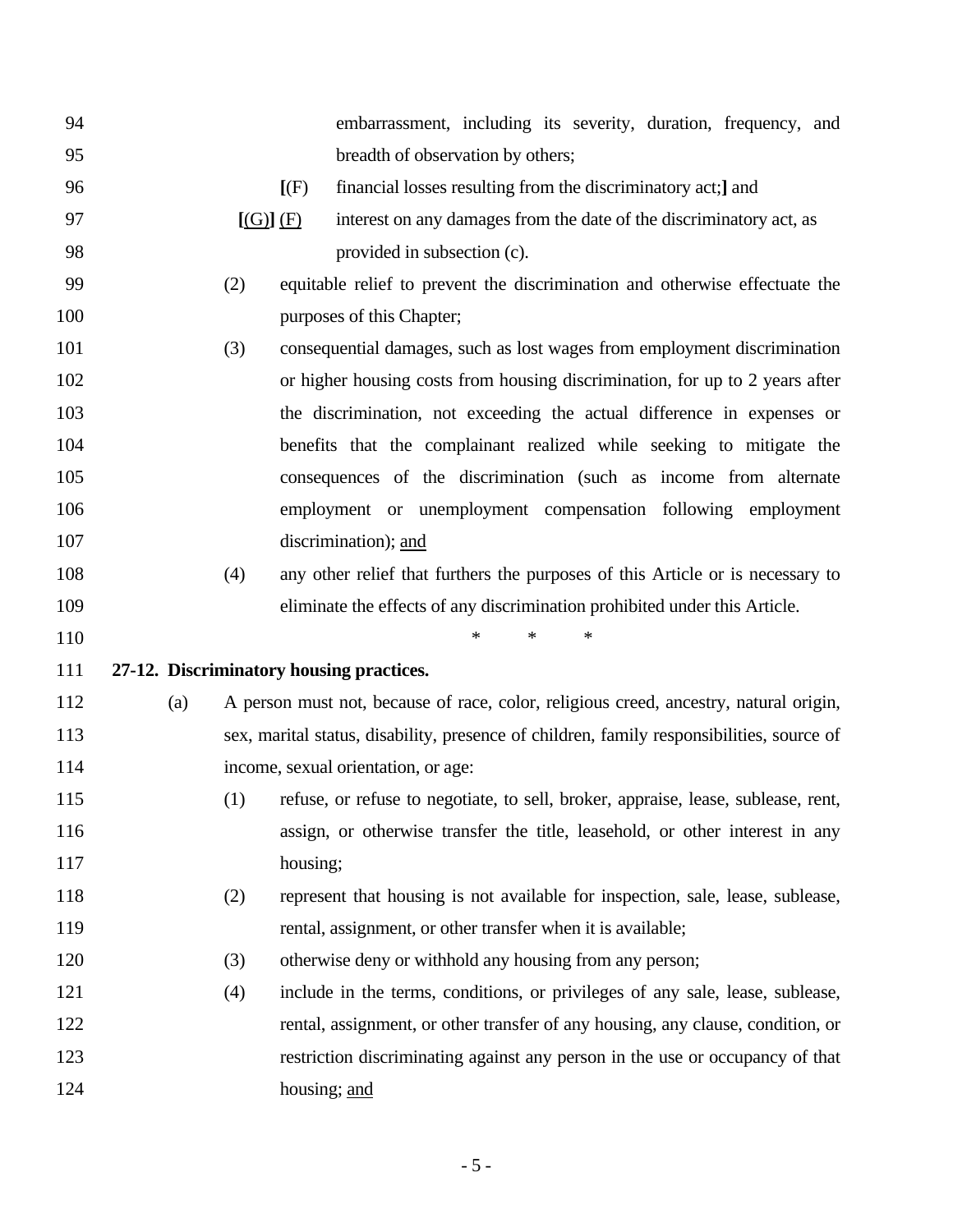94 embarrassment, including its severity, duration, frequency, and
95 breadth of observation by others;

96 **[**(F) financial losses resulting from the discriminatory act;**]** and

97 **[**(G)**]** <u>(F)</u> interest on any damages from the date of the discriminatory act, as
98 provided in subsection (c).

99 (2) equitable relief to prevent the discrimination and otherwise effectuate the
100 purposes of this Chapter;

101 (3) consequential damages, such as lost wages from employment discrimination
102 or higher housing costs from housing discrimination, for up to 2 years after
103 the discrimination, not exceeding the actual difference in expenses or
104 benefits that the complainant realized while seeking to mitigate the
105 consequences of the discrimination (such as income from alternate
106 employment or unemployment compensation following employment
107 discrimination); <u>and</u>

108 (4) any other relief that furthers the purposes of this Article or is necessary to
109 eliminate the effects of any discrimination prohibited under this Article.

110 * * *

111 **27-12. Discriminatory housing practices.**

112 (a) A person must not, because of race, color, religious creed, ancestry, natural origin,
113 sex, marital status, disability, presence of children, family responsibilities, source of
114 income, sexual orientation, or age:

115 (1) refuse, or refuse to negotiate, to sell, broker, appraise, lease, sublease, rent,
116 assign, or otherwise transfer the title, leasehold, or other interest in any
117 housing;

118 (2) represent that housing is not available for inspection, sale, lease, sublease,
119 rental, assignment, or other transfer when it is available;

120 (3) otherwise deny or withhold any housing from any person;

121 (4) include in the terms, conditions, or privileges of any sale, lease, sublease,
122 rental, assignment, or other transfer of any housing, any clause, condition, or
123 restriction discriminating against any person in the use or occupancy of that
124 housing; <u>and</u>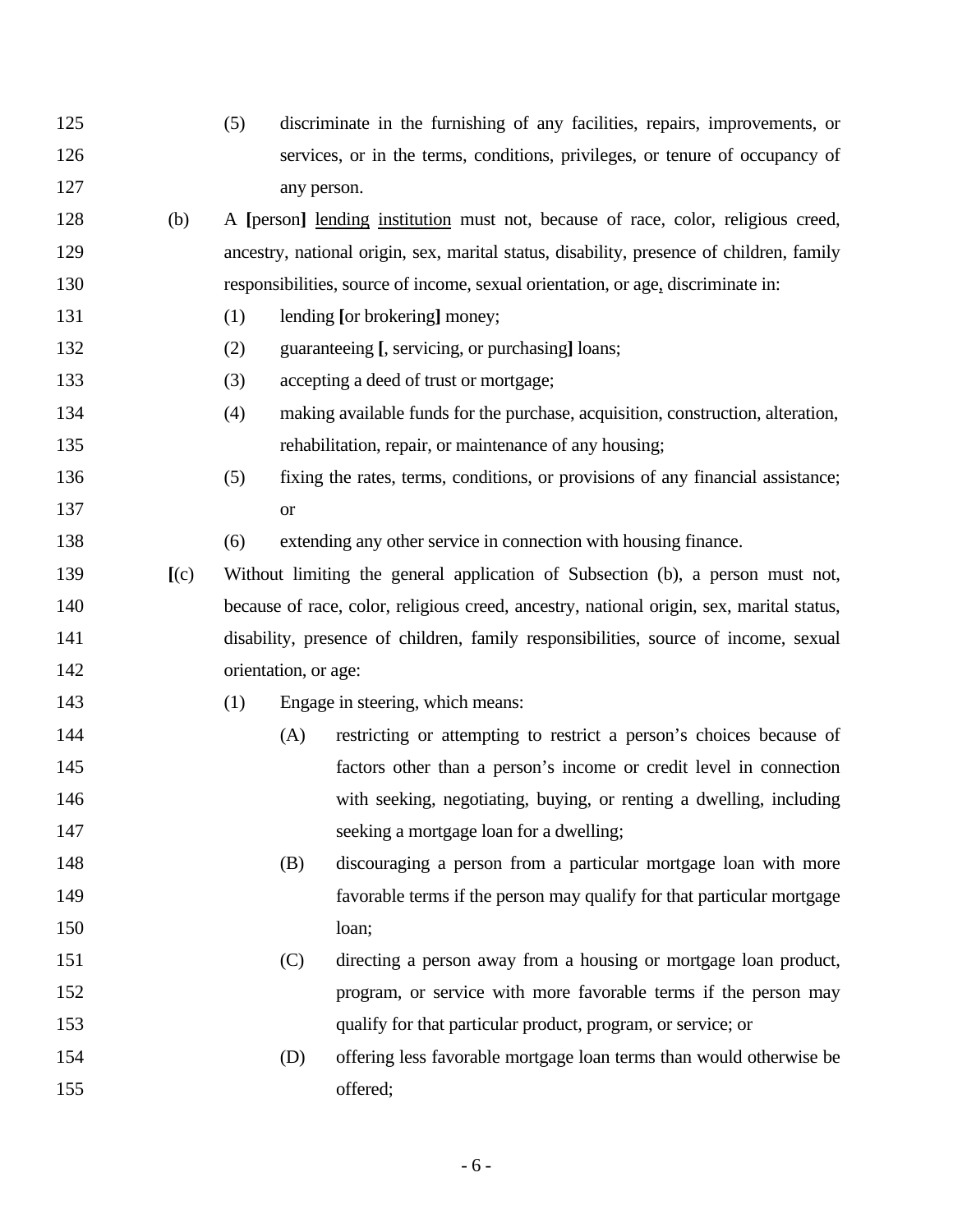(5) discriminate in the furnishing of any facilities, repairs, improvements, or services, or in the terms, conditions, privileges, or tenure of occupancy of any person.

(b) A **[**person**]** <u>lending</u> <u>institution</u> must not, because of race, color, religious creed, ancestry, national origin, sex, marital status, disability, presence of children, family responsibilities, source of income, sexual orientation, or age<u>,</u> discriminate in:

(1) lending **[**or brokering**]** money;

(2) guaranteeing **[**, servicing, or purchasing**]** loans;

(3) accepting a deed of trust or mortgage;

(4) making available funds for the purchase, acquisition, construction, alteration, rehabilitation, repair, or maintenance of any housing;

(5) fixing the rates, terms, conditions, or provisions of any financial assistance; or

(6) extending any other service in connection with housing finance.

**[**(c) Without limiting the general application of Subsection (b), a person must not, because of race, color, religious creed, ancestry, national origin, sex, marital status, disability, presence of children, family responsibilities, source of income, sexual orientation, or age:

(1) Engage in steering, which means:

(A) restricting or attempting to restrict a person's choices because of factors other than a person's income or credit level in connection with seeking, negotiating, buying, or renting a dwelling, including seeking a mortgage loan for a dwelling;

(B) discouraging a person from a particular mortgage loan with more favorable terms if the person may qualify for that particular mortgage loan;

(C) directing a person away from a housing or mortgage loan product, program, or service with more favorable terms if the person may qualify for that particular product, program, or service; or

(D) offering less favorable mortgage loan terms than would otherwise be offered;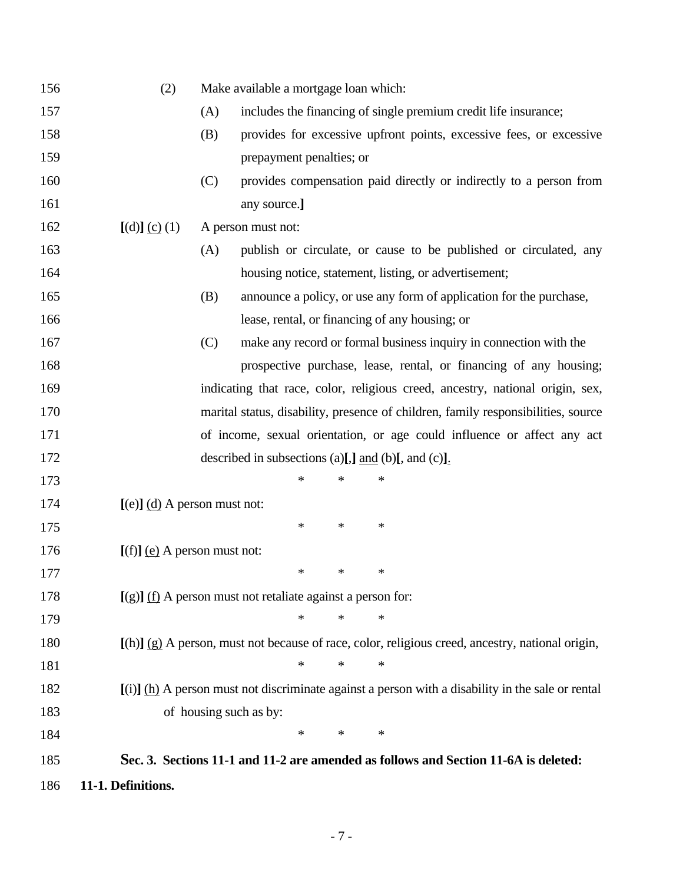(2) Make available a mortgage loan which:

(A) includes the financing of single premium credit life insurance;

(B) provides for excessive upfront points, excessive fees, or excessive prepayment penalties; or

(C) provides compensation paid directly or indirectly to a person from any source.**]**

**[**(d)**]** <u>(c)</u> (1) A person must not:

(A) publish or circulate, or cause to be published or circulated, any housing notice, statement, listing, or advertisement;

(B) announce a policy, or use any form of application for the purchase, lease, rental, or financing of any housing; or

(C) make any record or formal business inquiry in connection with the prospective purchase, lease, rental, or financing of any housing;

indicating that race, color, religious creed, ancestry, national origin, sex, marital status, disability, presence of children, family responsibilities, source of income, sexual orientation, or age could influence or affect any act described in subsections (a)**[**,**]** <u>and</u> (b)**[**, and (c)**]**<u>.</u>

\* \* \*

**[**(e)**]** <u>(d)</u> A person must not:

\* \* \*

**[**(f)**]** <u>(e)</u> A person must not:

\* \* \*

**[**(g)**]** <u>(f)</u> A person must not retaliate against a person for:

\* \* \*

**[**(h)**]** <u>(g)</u> A person, must not because of race, color, religious creed, ancestry, national origin,

\* \* \*

**[**(i)**]** <u>(h)</u> A person must not discriminate against a person with a disability in the sale or rental of housing such as by:

\* \* \*

**Sec. 3. Sections 11-1 and 11-2 are amended as follows and Section 11-6A is deleted:**

**11-1. Definitions.**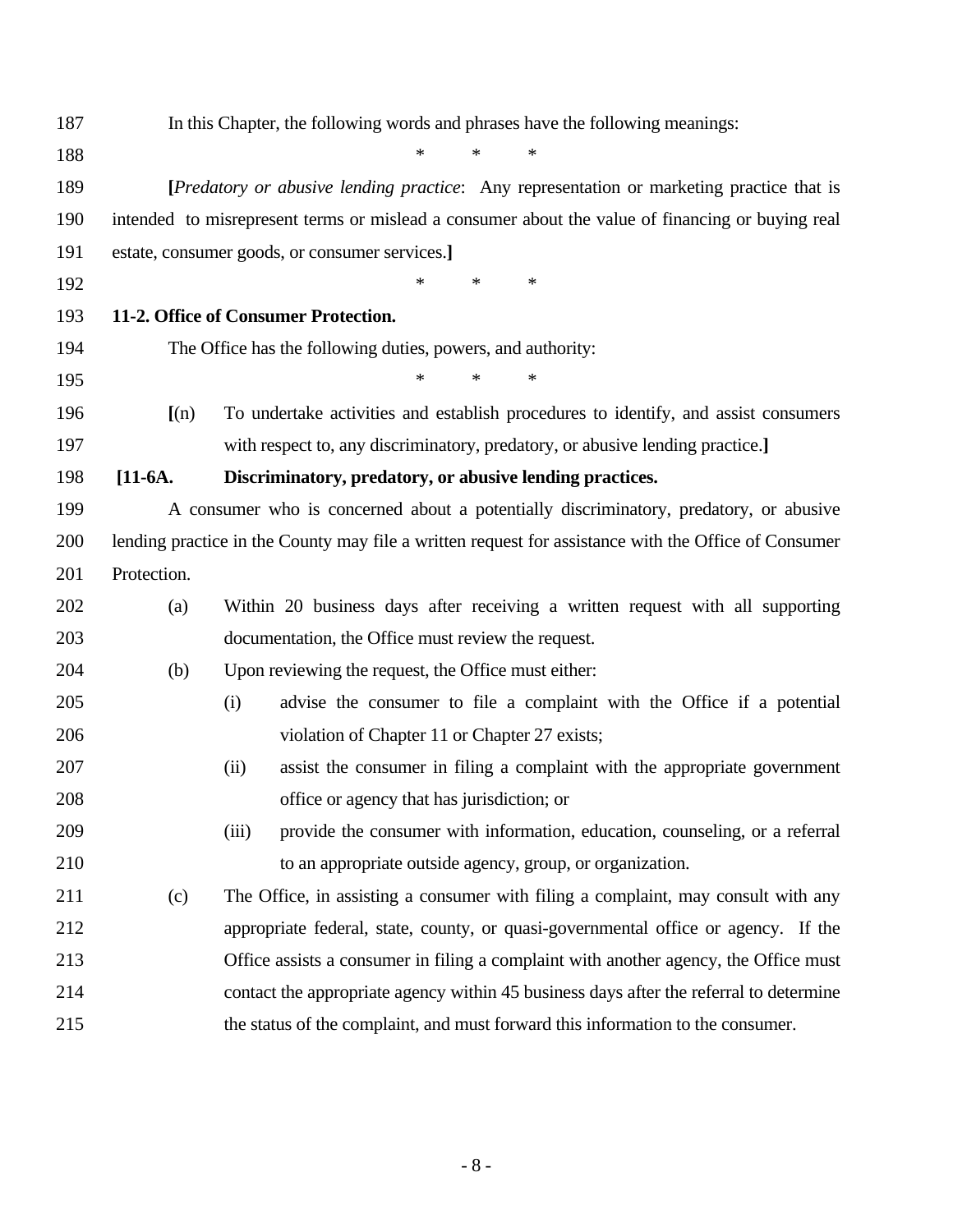In this Chapter, the following words and phrases have the following meanings:

\* \* \*

[*Predatory or abusive lending practice*: Any representation or marketing practice that is intended to misrepresent terms or mislead a consumer about the value of financing or buying real estate, consumer goods, or consumer services.]

\* \* \*

**11-2. Office of Consumer Protection.**

The Office has the following duties, powers, and authority:

\* \* \*

[(n) To undertake activities and establish procedures to identify, and assist consumers with respect to, any discriminatory, predatory, or abusive lending practice.]

**[11-6A. Discriminatory, predatory, or abusive lending practices.**

A consumer who is concerned about a potentially discriminatory, predatory, or abusive lending practice in the County may file a written request for assistance with the Office of Consumer Protection.

(a) Within 20 business days after receiving a written request with all supporting documentation, the Office must review the request.

(b) Upon reviewing the request, the Office must either:

(i) advise the consumer to file a complaint with the Office if a potential violation of Chapter 11 or Chapter 27 exists;

(ii) assist the consumer in filing a complaint with the appropriate government office or agency that has jurisdiction; or

(iii) provide the consumer with information, education, counseling, or a referral to an appropriate outside agency, group, or organization.

(c) The Office, in assisting a consumer with filing a complaint, may consult with any appropriate federal, state, county, or quasi-governmental office or agency. If the Office assists a consumer in filing a complaint with another agency, the Office must contact the appropriate agency within 45 business days after the referral to determine the status of the complaint, and must forward this information to the consumer.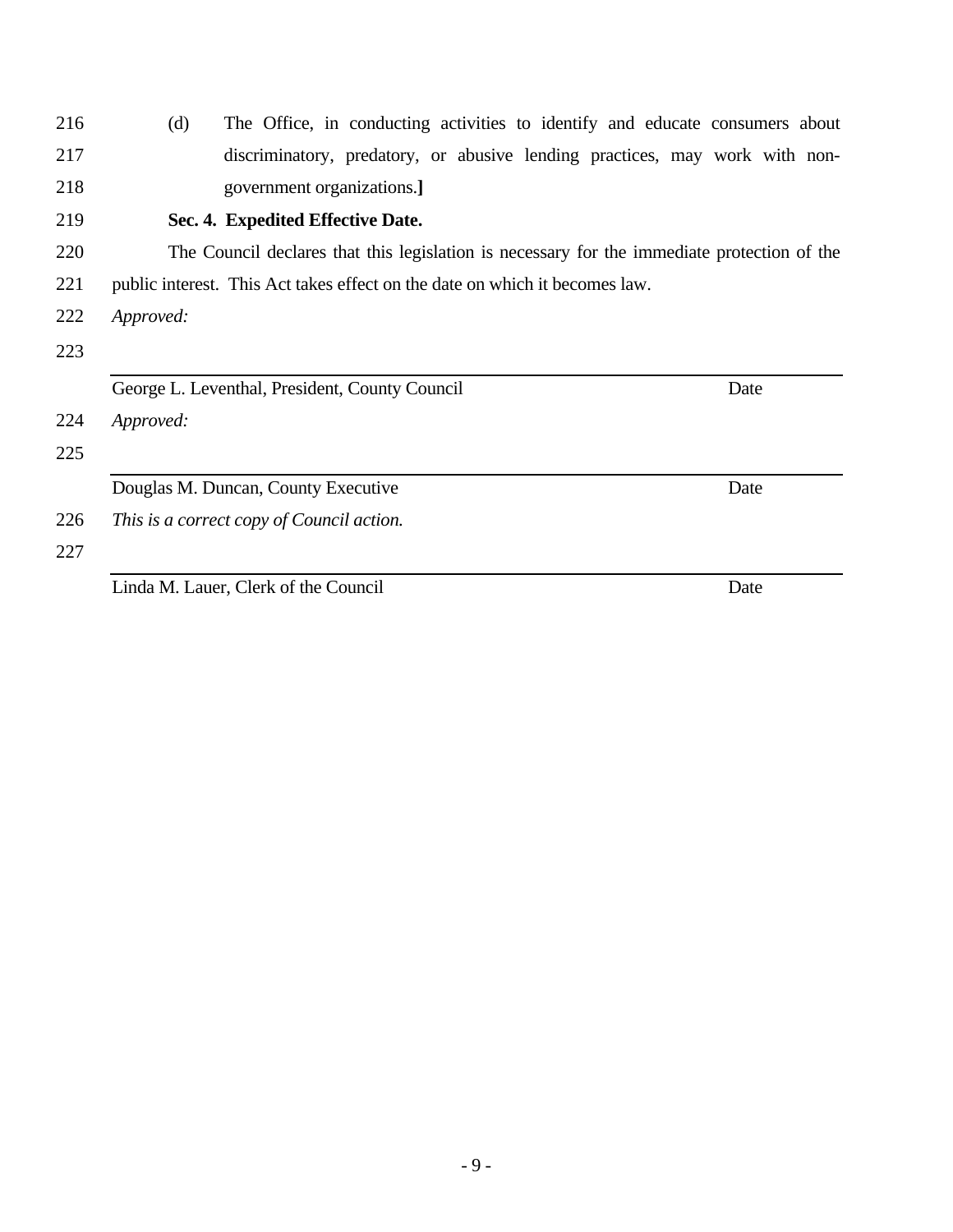(d) The Office, in conducting activities to identify and educate consumers about discriminatory, predatory, or abusive lending practices, may work with non-government organizations.**]**

**Sec. 4. Expedited Effective Date.**

The Council declares that this legislation is necessary for the immediate protection of the public interest. This Act takes effect on the date on which it becomes law.

*Approved:*

---

George L. Leventhal, President, County Council Date

*Approved:*

---

Douglas M. Duncan, County Executive Date

*This is a correct copy of Council action.*

---

Linda M. Lauer, Clerk of the Council Date